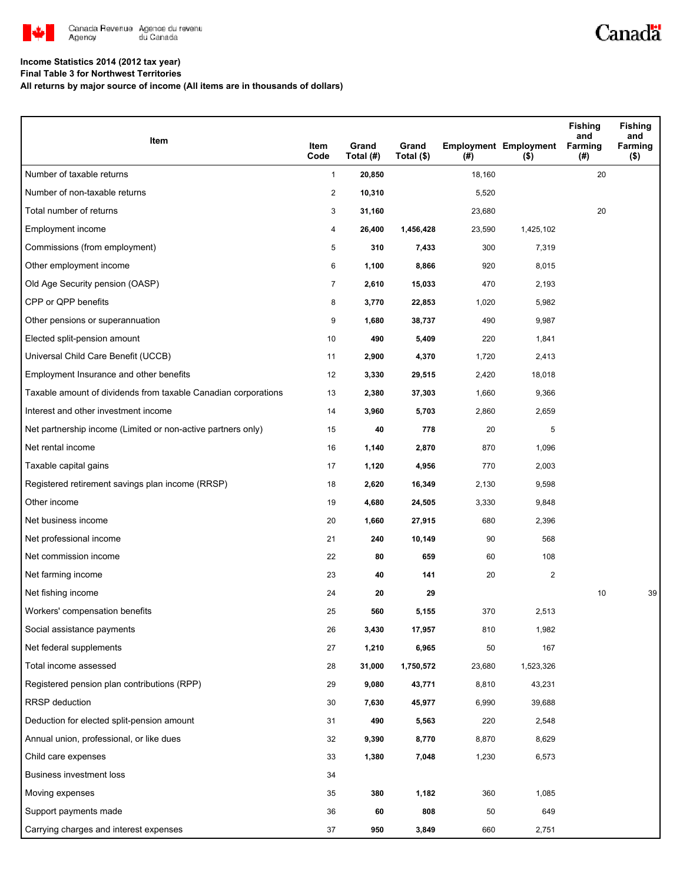**Income Statistics 2014 (2012 tax year)**
**Final Table 3 for Northwest Territories**
**All returns by major source of income (All items are in thousands of dollars)**

| Item | Item Code | Grand Total (#) | Grand Total ($) | Employment (#) | Employment ($) | Fishing and Farming (#) | Fishing and Farming ($) |
|---|---|---|---|---|---|---|---|
| Number of taxable returns | 1 | **20,850** | | 18,160 | | 20 | |
| Number of non-taxable returns | 2 | **10,310** | | 5,520 | | | |
| Total number of returns | 3 | **31,160** | | 23,680 | | 20 | |
| Employment income | 4 | **26,400** | **1,456,428** | 23,590 | 1,425,102 | | |
| Commissions (from employment) | 5 | **310** | **7,433** | 300 | 7,319 | | |
| Other employment income | 6 | **1,100** | **8,866** | 920 | 8,015 | | |
| Old Age Security pension (OASP) | 7 | **2,610** | **15,033** | 470 | 2,193 | | |
| CPP or QPP benefits | 8 | **3,770** | **22,853** | 1,020 | 5,982 | | |
| Other pensions or superannuation | 9 | **1,680** | **38,737** | 490 | 9,987 | | |
| Elected split-pension amount | 10 | **490** | **5,409** | 220 | 1,841 | | |
| Universal Child Care Benefit (UCCB) | 11 | **2,900** | **4,370** | 1,720 | 2,413 | | |
| Employment Insurance and other benefits | 12 | **3,330** | **29,515** | 2,420 | 18,018 | | |
| Taxable amount of dividends from taxable Canadian corporations | 13 | **2,380** | **37,303** | 1,660 | 9,366 | | |
| Interest and other investment income | 14 | **3,960** | **5,703** | 2,860 | 2,659 | | |
| Net partnership income (Limited or non-active partners only) | 15 | **40** | **778** | 20 | 5 | | |
| Net rental income | 16 | **1,140** | **2,870** | 870 | 1,096 | | |
| Taxable capital gains | 17 | **1,120** | **4,956** | 770 | 2,003 | | |
| Registered retirement savings plan income (RRSP) | 18 | **2,620** | **16,349** | 2,130 | 9,598 | | |
| Other income | 19 | **4,680** | **24,505** | 3,330 | 9,848 | | |
| Net business income | 20 | **1,660** | **27,915** | 680 | 2,396 | | |
| Net professional income | 21 | **240** | **10,149** | 90 | 568 | | |
| Net commission income | 22 | **80** | **659** | 60 | 108 | | |
| Net farming income | 23 | **40** | **141** | 20 | 2 | | |
| Net fishing income | 24 | **20** | **29** | | | 10 | 39 |
| Workers' compensation benefits | 25 | **560** | **5,155** | 370 | 2,513 | | |
| Social assistance payments | 26 | **3,430** | **17,957** | 810 | 1,982 | | |
| Net federal supplements | 27 | **1,210** | **6,965** | 50 | 167 | | |
| Total income assessed | 28 | **31,000** | **1,750,572** | 23,680 | 1,523,326 | | |
| Registered pension plan contributions (RPP) | 29 | **9,080** | **43,771** | 8,810 | 43,231 | | |
| RRSP deduction | 30 | **7,630** | **45,977** | 6,990 | 39,688 | | |
| Deduction for elected split-pension amount | 31 | **490** | **5,563** | 220 | 2,548 | | |
| Annual union, professional, or like dues | 32 | **9,390** | **8,770** | 8,870 | 8,629 | | |
| Child care expenses | 33 | **1,380** | **7,048** | 1,230 | 6,573 | | |
| Business investment loss | 34 | | | | | | |
| Moving expenses | 35 | **380** | **1,182** | 360 | 1,085 | | |
| Support payments made | 36 | **60** | **808** | 50 | 649 | | |
| Carrying charges and interest expenses | 37 | **950** | **3,849** | 660 | 2,751 | | |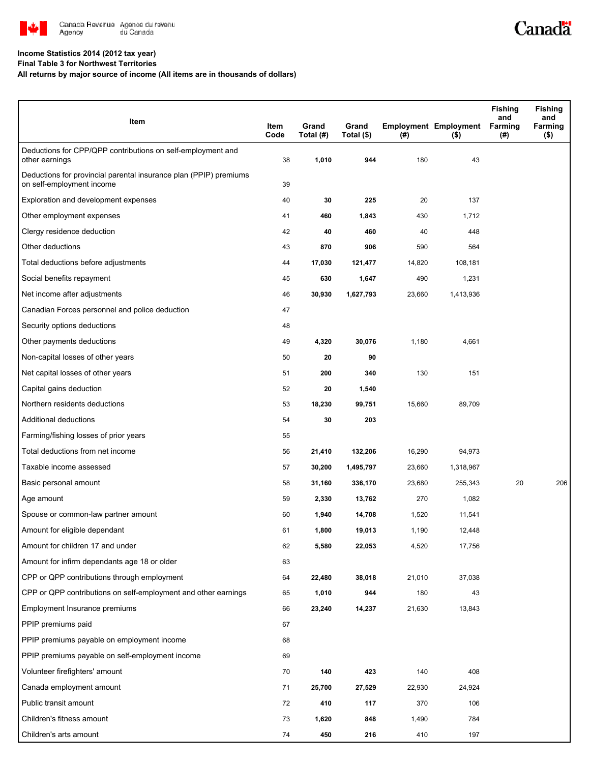Income Statistics 2014 (2012 tax year)

Final Table 3 for Northwest Territories

All returns by major source of income (All items are in thousands of dollars)

| Item | Item Code | Grand Total (#) | Grand Total ($) | Employment (#) | Employment ($) | Fishing and Farming (#) | Fishing and Farming ($) |
|---|---|---|---|---|---|---|---|
| Deductions for CPP/QPP contributions on self-employment and other earnings | 38 | **1,010** | **944** | 180 | 43 | | |
| Deductions for provincial parental insurance plan (PPIP) premiums on self-employment income | 39 | | | | | | |
| Exploration and development expenses | 40 | **30** | **225** | 20 | 137 | | |
| Other employment expenses | 41 | **460** | **1,843** | 430 | 1,712 | | |
| Clergy residence deduction | 42 | **40** | **460** | 40 | 448 | | |
| Other deductions | 43 | **870** | **906** | 590 | 564 | | |
| Total deductions before adjustments | 44 | **17,030** | **121,477** | 14,820 | 108,181 | | |
| Social benefits repayment | 45 | **630** | **1,647** | 490 | 1,231 | | |
| Net income after adjustments | 46 | **30,930** | **1,627,793** | 23,660 | 1,413,936 | | |
| Canadian Forces personnel and police deduction | 47 | | | | | | |
| Security options deductions | 48 | | | | | | |
| Other payments deductions | 49 | **4,320** | **30,076** | 1,180 | 4,661 | | |
| Non-capital losses of other years | 50 | **20** | **90** | | | | |
| Net capital losses of other years | 51 | **200** | **340** | 130 | 151 | | |
| Capital gains deduction | 52 | **20** | **1,540** | | | | |
| Northern residents deductions | 53 | **18,230** | **99,751** | 15,660 | 89,709 | | |
| Additional deductions | 54 | **30** | **203** | | | | |
| Farming/fishing losses of prior years | 55 | | | | | | |
| Total deductions from net income | 56 | **21,410** | **132,206** | 16,290 | 94,973 | | |
| Taxable income assessed | 57 | **30,200** | **1,495,797** | 23,660 | 1,318,967 | | |
| Basic personal amount | 58 | **31,160** | **336,170** | 23,680 | 255,343 | 20 | 206 |
| Age amount | 59 | **2,330** | **13,762** | 270 | 1,082 | | |
| Spouse or common-law partner amount | 60 | **1,940** | **14,708** | 1,520 | 11,541 | | |
| Amount for eligible dependant | 61 | **1,800** | **19,013** | 1,190 | 12,448 | | |
| Amount for children 17 and under | 62 | **5,580** | **22,053** | 4,520 | 17,756 | | |
| Amount for infirm dependants age 18 or older | 63 | | | | | | |
| CPP or QPP contributions through employment | 64 | **22,480** | **38,018** | 21,010 | 37,038 | | |
| CPP or QPP contributions on self-employment and other earnings | 65 | **1,010** | **944** | 180 | 43 | | |
| Employment Insurance premiums | 66 | **23,240** | **14,237** | 21,630 | 13,843 | | |
| PPIP premiums paid | 67 | | | | | | |
| PPIP premiums payable on employment income | 68 | | | | | | |
| PPIP premiums payable on self-employment income | 69 | | | | | | |
| Volunteer firefighters' amount | 70 | **140** | **423** | 140 | 408 | | |
| Canada employment amount | 71 | **25,700** | **27,529** | 22,930 | 24,924 | | |
| Public transit amount | 72 | **410** | **117** | 370 | 106 | | |
| Children's fitness amount | 73 | **1,620** | **848** | 1,490 | 784 | | |
| Children's arts amount | 74 | **450** | **216** | 410 | 197 | | |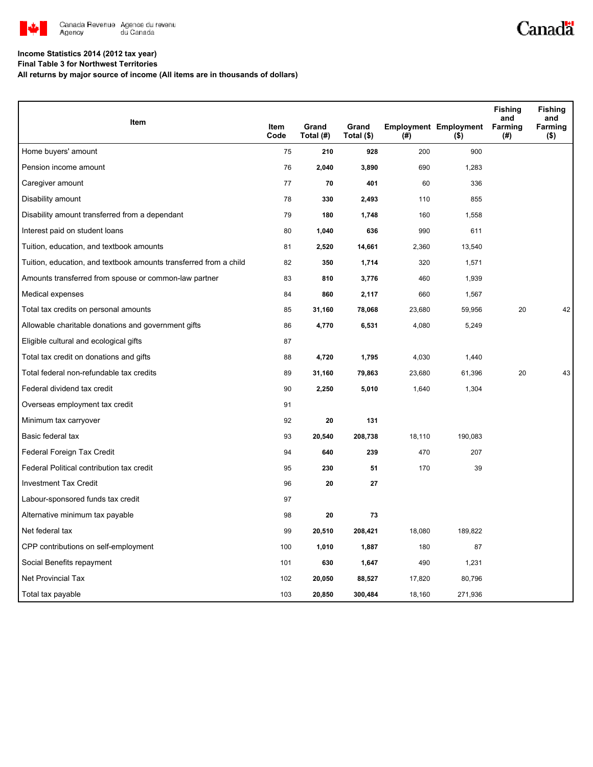**Income Statistics 2014 (2012 tax year)**

**Final Table 3 for Northwest Territories**

**All returns by major source of income (All items are in thousands of dollars)**

| Item | Item Code | Grand Total (#) | Grand Total ($) | Employment (#) | Employment ($) | Fishing and Farming (#) | Fishing and Farming ($) |
|---|---|---|---|---|---|---|---|
| Home buyers' amount | 75 | **210** | **928** | 200 | 900 | | |
| Pension income amount | 76 | **2,040** | **3,890** | 690 | 1,283 | | |
| Caregiver amount | 77 | **70** | **401** | 60 | 336 | | |
| Disability amount | 78 | **330** | **2,493** | 110 | 855 | | |
| Disability amount transferred from a dependant | 79 | **180** | **1,748** | 160 | 1,558 | | |
| Interest paid on student loans | 80 | **1,040** | **636** | 990 | 611 | | |
| Tuition, education, and textbook amounts | 81 | **2,520** | **14,661** | 2,360 | 13,540 | | |
| Tuition, education, and textbook amounts transferred from a child | 82 | **350** | **1,714** | 320 | 1,571 | | |
| Amounts transferred from spouse or common-law partner | 83 | **810** | **3,776** | 460 | 1,939 | | |
| Medical expenses | 84 | **860** | **2,117** | 660 | 1,567 | | |
| Total tax credits on personal amounts | 85 | **31,160** | **78,068** | 23,680 | 59,956 | 20 | 42 |
| Allowable charitable donations and government gifts | 86 | **4,770** | **6,531** | 4,080 | 5,249 | | |
| Eligible cultural and ecological gifts | 87 | | | | | | |
| Total tax credit on donations and gifts | 88 | **4,720** | **1,795** | 4,030 | 1,440 | | |
| Total federal non-refundable tax credits | 89 | **31,160** | **79,863** | 23,680 | 61,396 | 20 | 43 |
| Federal dividend tax credit | 90 | **2,250** | **5,010** | 1,640 | 1,304 | | |
| Overseas employment tax credit | 91 | | | | | | |
| Minimum tax carryover | 92 | **20** | **131** | | | | |
| Basic federal tax | 93 | **20,540** | **208,738** | 18,110 | 190,083 | | |
| Federal Foreign Tax Credit | 94 | **640** | **239** | 470 | 207 | | |
| Federal Political contribution tax credit | 95 | **230** | **51** | 170 | 39 | | |
| Investment Tax Credit | 96 | **20** | **27** | | | | |
| Labour-sponsored funds tax credit | 97 | | | | | | |
| Alternative minimum tax payable | 98 | **20** | **73** | | | | |
| Net federal tax | 99 | **20,510** | **208,421** | 18,080 | 189,822 | | |
| CPP contributions on self-employment | 100 | **1,010** | **1,887** | 180 | 87 | | |
| Social Benefits repayment | 101 | **630** | **1,647** | 490 | 1,231 | | |
| Net Provincial Tax | 102 | **20,050** | **88,527** | 17,820 | 80,796 | | |
| Total tax payable | 103 | **20,850** | **300,484** | 18,160 | 271,936 | | |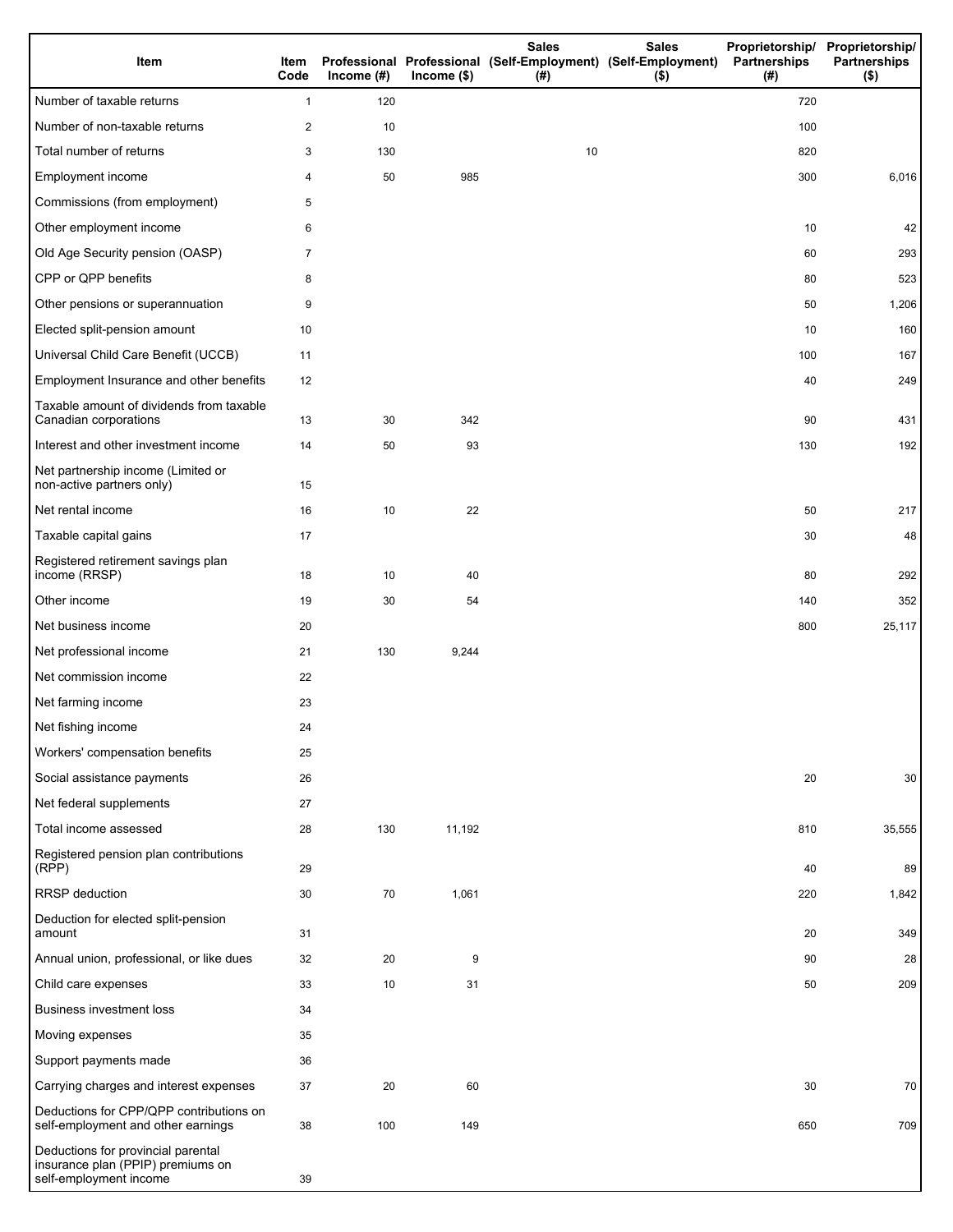| Item | Item Code | Professional Income (#) | Professional Income ($) | Sales (Self-Employment) (#) | Sales (Self-Employment) ($) | Proprietorship/ Partnerships (#) | Proprietorship/ Partnerships ($) |
|---|---|---|---|---|---|---|---|
| Number of taxable returns | 1 | 120 | | | | 720 | |
| Number of non-taxable returns | 2 | 10 | | | | 100 | |
| Total number of returns | 3 | 130 | | 10 | | 820 | |
| Employment income | 4 | 50 | 985 | | | 300 | 6,016 |
| Commissions (from employment) | 5 | | | | | | |
| Other employment income | 6 | | | | | 10 | 42 |
| Old Age Security pension (OASP) | 7 | | | | | 60 | 293 |
| CPP or QPP benefits | 8 | | | | | 80 | 523 |
| Other pensions or superannuation | 9 | | | | | 50 | 1,206 |
| Elected split-pension amount | 10 | | | | | 10 | 160 |
| Universal Child Care Benefit (UCCB) | 11 | | | | | 100 | 167 |
| Employment Insurance and other benefits | 12 | | | | | 40 | 249 |
| Taxable amount of dividends from taxable Canadian corporations | 13 | 30 | 342 | | | 90 | 431 |
| Interest and other investment income | 14 | 50 | 93 | | | 130 | 192 |
| Net partnership income (Limited or non-active partners only) | 15 | | | | | | |
| Net rental income | 16 | 10 | 22 | | | 50 | 217 |
| Taxable capital gains | 17 | | | | | 30 | 48 |
| Registered retirement savings plan income (RRSP) | 18 | 10 | 40 | | | 80 | 292 |
| Other income | 19 | 30 | 54 | | | 140 | 352 |
| Net business income | 20 | | | | | 800 | 25,117 |
| Net professional income | 21 | 130 | 9,244 | | | | |
| Net commission income | 22 | | | | | | |
| Net farming income | 23 | | | | | | |
| Net fishing income | 24 | | | | | | |
| Workers' compensation benefits | 25 | | | | | | |
| Social assistance payments | 26 | | | | | 20 | 30 |
| Net federal supplements | 27 | | | | | | |
| Total income assessed | 28 | 130 | 11,192 | | | 810 | 35,555 |
| Registered pension plan contributions (RPP) | 29 | | | | | 40 | 89 |
| RRSP deduction | 30 | 70 | 1,061 | | | 220 | 1,842 |
| Deduction for elected split-pension amount | 31 | | | | | 20 | 349 |
| Annual union, professional, or like dues | 32 | 20 | 9 | | | 90 | 28 |
| Child care expenses | 33 | 10 | 31 | | | 50 | 209 |
| Business investment loss | 34 | | | | | | |
| Moving expenses | 35 | | | | | | |
| Support payments made | 36 | | | | | | |
| Carrying charges and interest expenses | 37 | 20 | 60 | | | 30 | 70 |
| Deductions for CPP/QPP contributions on self-employment and other earnings | 38 | 100 | 149 | | | 650 | 709 |
| Deductions for provincial parental insurance plan (PPIP) premiums on self-employment income | 39 | | | | | | |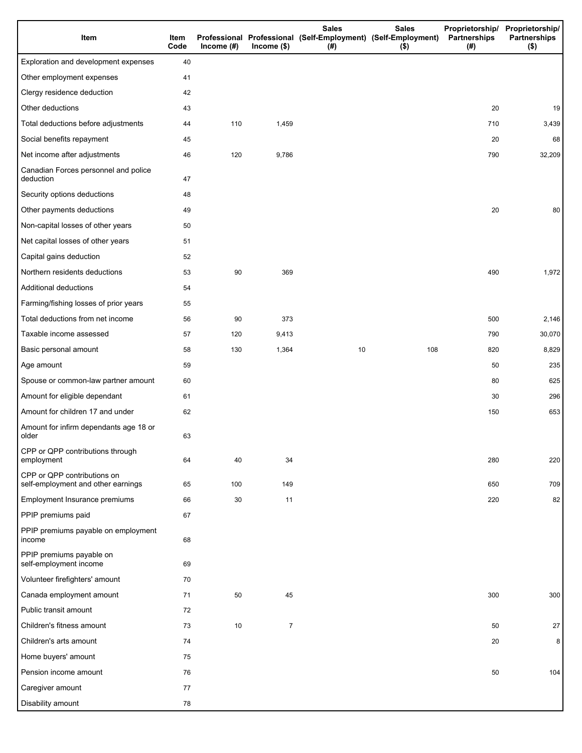| Item | Item Code | Professional Income (#) | Professional Income ($) | Sales (Self-Employment) (#) | Sales (Self-Employment) ($) | Proprietorship/ Partnerships (#) | Proprietorship/ Partnerships ($) |
|---|---|---|---|---|---|---|---|
| Exploration and development expenses | 40 | | | | | | |
| Other employment expenses | 41 | | | | | | |
| Clergy residence deduction | 42 | | | | | | |
| Other deductions | 43 | | | | | 20 | 19 |
| Total deductions before adjustments | 44 | 110 | 1,459 | | | 710 | 3,439 |
| Social benefits repayment | 45 | | | | | 20 | 68 |
| Net income after adjustments | 46 | 120 | 9,786 | | | 790 | 32,209 |
| Canadian Forces personnel and police deduction | 47 | | | | | | |
| Security options deductions | 48 | | | | | | |
| Other payments deductions | 49 | | | | | 20 | 80 |
| Non-capital losses of other years | 50 | | | | | | |
| Net capital losses of other years | 51 | | | | | | |
| Capital gains deduction | 52 | | | | | | |
| Northern residents deductions | 53 | 90 | 369 | | | 490 | 1,972 |
| Additional deductions | 54 | | | | | | |
| Farming/fishing losses of prior years | 55 | | | | | | |
| Total deductions from net income | 56 | 90 | 373 | | | 500 | 2,146 |
| Taxable income assessed | 57 | 120 | 9,413 | | | 790 | 30,070 |
| Basic personal amount | 58 | 130 | 1,364 | 10 | 108 | 820 | 8,829 |
| Age amount | 59 | | | | | 50 | 235 |
| Spouse or common-law partner amount | 60 | | | | | 80 | 625 |
| Amount for eligible dependant | 61 | | | | | 30 | 296 |
| Amount for children 17 and under | 62 | | | | | 150 | 653 |
| Amount for infirm dependants age 18 or older | 63 | | | | | | |
| CPP or QPP contributions through employment | 64 | 40 | 34 | | | 280 | 220 |
| CPP or QPP contributions on self-employment and other earnings | 65 | 100 | 149 | | | 650 | 709 |
| Employment Insurance premiums | 66 | 30 | 11 | | | 220 | 82 |
| PPIP premiums paid | 67 | | | | | | |
| PPIP premiums payable on employment income | 68 | | | | | | |
| PPIP premiums payable on self-employment income | 69 | | | | | | |
| Volunteer firefighters' amount | 70 | | | | | | |
| Canada employment amount | 71 | 50 | 45 | | | 300 | 300 |
| Public transit amount | 72 | | | | | | |
| Children's fitness amount | 73 | 10 | 7 | | | 50 | 27 |
| Children's arts amount | 74 | | | | | 20 | 8 |
| Home buyers' amount | 75 | | | | | | |
| Pension income amount | 76 | | | | | 50 | 104 |
| Caregiver amount | 77 | | | | | | |
| Disability amount | 78 | | | | | | |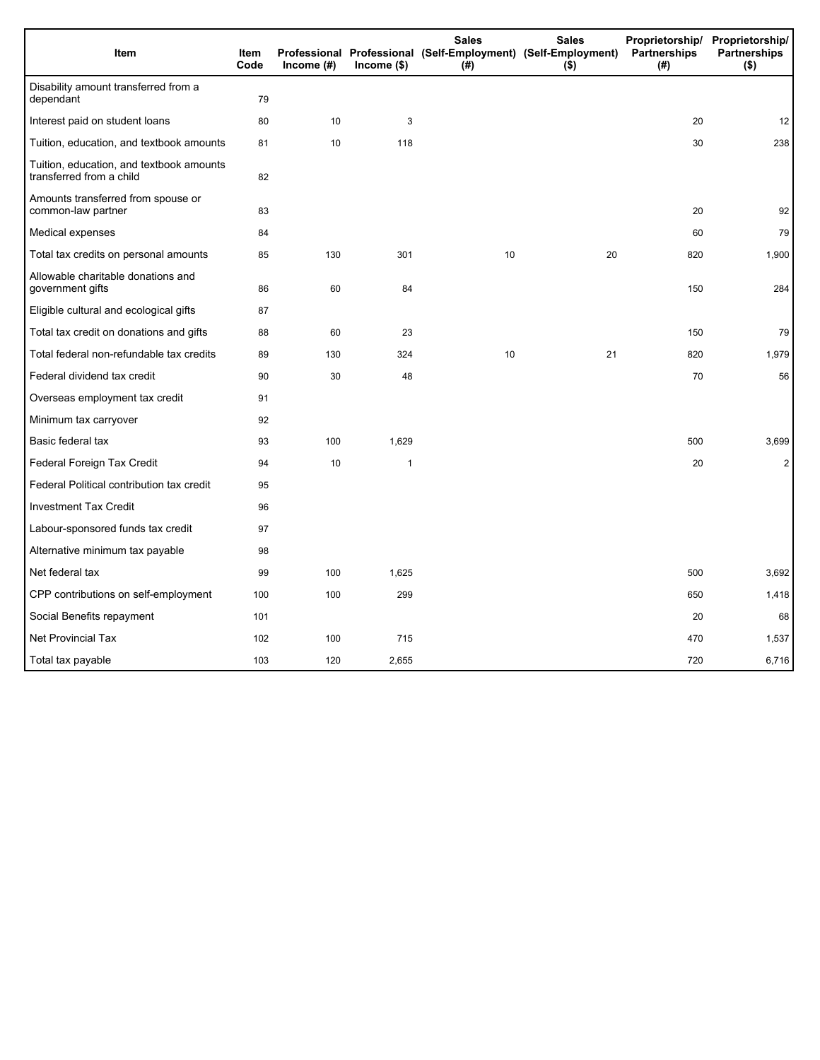| Item | Item Code | Professional Income (#) | Professional Income ($) | Sales (Self-Employment) (#) | Sales (Self-Employment) ($) | Proprietorship/ Partnerships (#) | Proprietorship/ Partnerships ($) |
|---|---|---|---|---|---|---|---|
| Disability amount transferred from a dependant | 79 | | | | | | |
| Interest paid on student loans | 80 | 10 | 3 | | | 20 | 12 |
| Tuition, education, and textbook amounts | 81 | 10 | 118 | | | 30 | 238 |
| Tuition, education, and textbook amounts transferred from a child | 82 | | | | | | |
| Amounts transferred from spouse or common-law partner | 83 | | | | | 20 | 92 |
| Medical expenses | 84 | | | | | 60 | 79 |
| Total tax credits on personal amounts | 85 | 130 | 301 | 10 | 20 | 820 | 1,900 |
| Allowable charitable donations and government gifts | 86 | 60 | 84 | | | 150 | 284 |
| Eligible cultural and ecological gifts | 87 | | | | | | |
| Total tax credit on donations and gifts | 88 | 60 | 23 | | | 150 | 79 |
| Total federal non-refundable tax credits | 89 | 130 | 324 | 10 | 21 | 820 | 1,979 |
| Federal dividend tax credit | 90 | 30 | 48 | | | 70 | 56 |
| Overseas employment tax credit | 91 | | | | | | |
| Minimum tax carryover | 92 | | | | | | |
| Basic federal tax | 93 | 100 | 1,629 | | | 500 | 3,699 |
| Federal Foreign Tax Credit | 94 | 10 | 1 | | | 20 | 2 |
| Federal Political contribution tax credit | 95 | | | | | | |
| Investment Tax Credit | 96 | | | | | | |
| Labour-sponsored funds tax credit | 97 | | | | | | |
| Alternative minimum tax payable | 98 | | | | | | |
| Net federal tax | 99 | 100 | 1,625 | | | 500 | 3,692 |
| CPP contributions on self-employment | 100 | 100 | 299 | | | 650 | 1,418 |
| Social Benefits repayment | 101 | | | | | 20 | 68 |
| Net Provincial Tax | 102 | 100 | 715 | | | 470 | 1,537 |
| Total tax payable | 103 | 120 | 2,655 | | | 720 | 6,716 |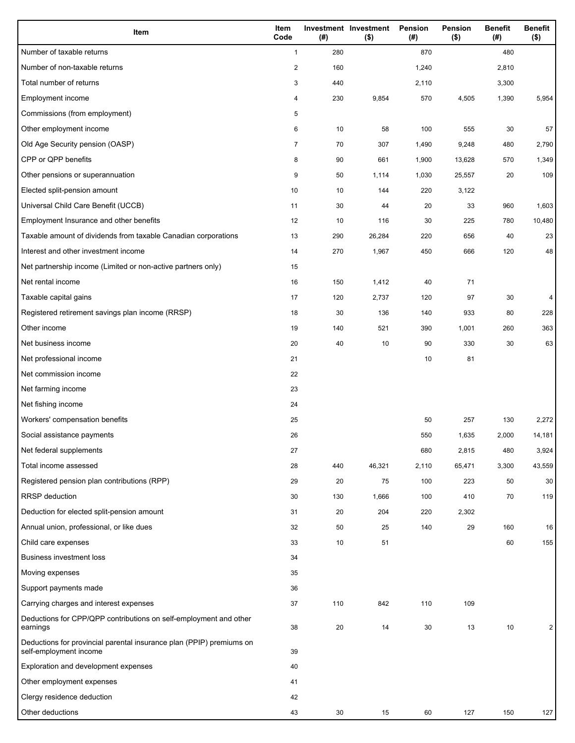| Item | Item Code | Investment (#) | Investment ($) | Pension (#) | Pension ($) | Benefit (#) | Benefit ($) |
|---|---|---|---|---|---|---|---|
| Number of taxable returns | 1 | 280 | | 870 | | 480 | |
| Number of non-taxable returns | 2 | 160 | | 1,240 | | 2,810 | |
| Total number of returns | 3 | 440 | | 2,110 | | 3,300 | |
| Employment income | 4 | 230 | 9,854 | 570 | 4,505 | 1,390 | 5,954 |
| Commissions (from employment) | 5 | | | | | | |
| Other employment income | 6 | 10 | 58 | 100 | 555 | 30 | 57 |
| Old Age Security pension (OASP) | 7 | 70 | 307 | 1,490 | 9,248 | 480 | 2,790 |
| CPP or QPP benefits | 8 | 90 | 661 | 1,900 | 13,628 | 570 | 1,349 |
| Other pensions or superannuation | 9 | 50 | 1,114 | 1,030 | 25,557 | 20 | 109 |
| Elected split-pension amount | 10 | 10 | 144 | 220 | 3,122 | | |
| Universal Child Care Benefit (UCCB) | 11 | 30 | 44 | 20 | 33 | 960 | 1,603 |
| Employment Insurance and other benefits | 12 | 10 | 116 | 30 | 225 | 780 | 10,480 |
| Taxable amount of dividends from taxable Canadian corporations | 13 | 290 | 26,284 | 220 | 656 | 40 | 23 |
| Interest and other investment income | 14 | 270 | 1,967 | 450 | 666 | 120 | 48 |
| Net partnership income (Limited or non-active partners only) | 15 | | | | | | |
| Net rental income | 16 | 150 | 1,412 | 40 | 71 | | |
| Taxable capital gains | 17 | 120 | 2,737 | 120 | 97 | 30 | 4 |
| Registered retirement savings plan income (RRSP) | 18 | 30 | 136 | 140 | 933 | 80 | 228 |
| Other income | 19 | 140 | 521 | 390 | 1,001 | 260 | 363 |
| Net business income | 20 | 40 | 10 | 90 | 330 | 30 | 63 |
| Net professional income | 21 | | | 10 | 81 | | |
| Net commission income | 22 | | | | | | |
| Net farming income | 23 | | | | | | |
| Net fishing income | 24 | | | | | | |
| Workers' compensation benefits | 25 | | | 50 | 257 | 130 | 2,272 |
| Social assistance payments | 26 | | | 550 | 1,635 | 2,000 | 14,181 |
| Net federal supplements | 27 | | | 680 | 2,815 | 480 | 3,924 |
| Total income assessed | 28 | 440 | 46,321 | 2,110 | 65,471 | 3,300 | 43,559 |
| Registered pension plan contributions (RPP) | 29 | 20 | 75 | 100 | 223 | 50 | 30 |
| RRSP deduction | 30 | 130 | 1,666 | 100 | 410 | 70 | 119 |
| Deduction for elected split-pension amount | 31 | 20 | 204 | 220 | 2,302 | | |
| Annual union, professional, or like dues | 32 | 50 | 25 | 140 | 29 | 160 | 16 |
| Child care expenses | 33 | 10 | 51 | | | 60 | 155 |
| Business investment loss | 34 | | | | | | |
| Moving expenses | 35 | | | | | | |
| Support payments made | 36 | | | | | | |
| Carrying charges and interest expenses | 37 | 110 | 842 | 110 | 109 | | |
| Deductions for CPP/QPP contributions on self-employment and other earnings | 38 | 20 | 14 | 30 | 13 | 10 | 2 |
| Deductions for provincial parental insurance plan (PPIP) premiums on self-employment income | 39 | | | | | | |
| Exploration and development expenses | 40 | | | | | | |
| Other employment expenses | 41 | | | | | | |
| Clergy residence deduction | 42 | | | | | | |
| Other deductions | 43 | 30 | 15 | 60 | 127 | 150 | 127 |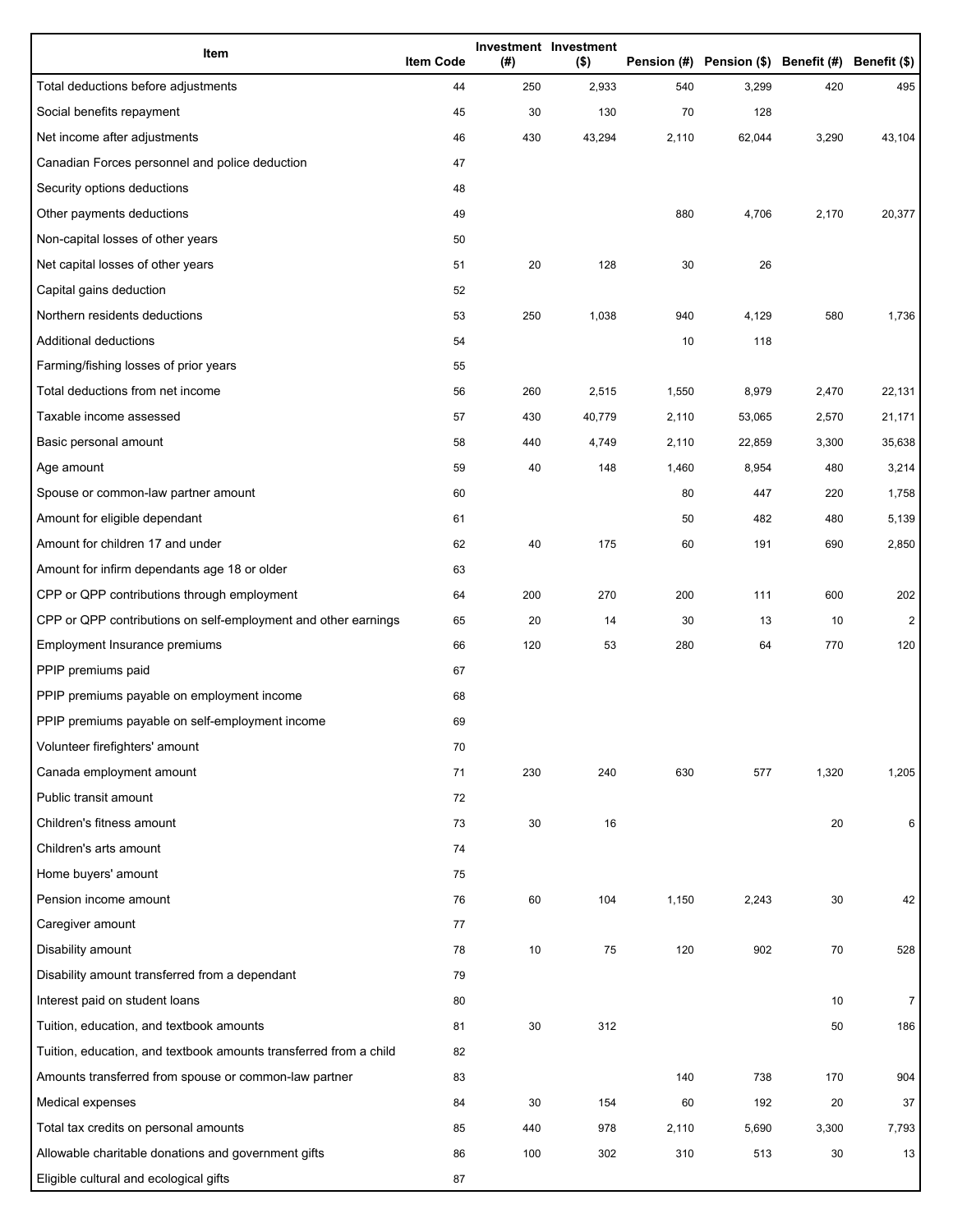| Item | Item Code | Investment (#) | Investment ($) | Pension (#) | Pension ($) | Benefit (#) | Benefit ($) |
|---|---|---|---|---|---|---|---|
| Total deductions before adjustments | 44 | 250 | 2,933 | 540 | 3,299 | 420 | 495 |
| Social benefits repayment | 45 | 30 | 130 | 70 | 128 | | |
| Net income after adjustments | 46 | 430 | 43,294 | 2,110 | 62,044 | 3,290 | 43,104 |
| Canadian Forces personnel and police deduction | 47 | | | | | | |
| Security options deductions | 48 | | | | | | |
| Other payments deductions | 49 | | | 880 | 4,706 | 2,170 | 20,377 |
| Non-capital losses of other years | 50 | | | | | | |
| Net capital losses of other years | 51 | 20 | 128 | 30 | 26 | | |
| Capital gains deduction | 52 | | | | | | |
| Northern residents deductions | 53 | 250 | 1,038 | 940 | 4,129 | 580 | 1,736 |
| Additional deductions | 54 | | | 10 | 118 | | |
| Farming/fishing losses of prior years | 55 | | | | | | |
| Total deductions from net income | 56 | 260 | 2,515 | 1,550 | 8,979 | 2,470 | 22,131 |
| Taxable income assessed | 57 | 430 | 40,779 | 2,110 | 53,065 | 2,570 | 21,171 |
| Basic personal amount | 58 | 440 | 4,749 | 2,110 | 22,859 | 3,300 | 35,638 |
| Age amount | 59 | 40 | 148 | 1,460 | 8,954 | 480 | 3,214 |
| Spouse or common-law partner amount | 60 | | | 80 | 447 | 220 | 1,758 |
| Amount for eligible dependant | 61 | | | 50 | 482 | 480 | 5,139 |
| Amount for children 17 and under | 62 | 40 | 175 | 60 | 191 | 690 | 2,850 |
| Amount for infirm dependants age 18 or older | 63 | | | | | | |
| CPP or QPP contributions through employment | 64 | 200 | 270 | 200 | 111 | 600 | 202 |
| CPP or QPP contributions on self-employment and other earnings | 65 | 20 | 14 | 30 | 13 | 10 | 2 |
| Employment Insurance premiums | 66 | 120 | 53 | 280 | 64 | 770 | 120 |
| PPIP premiums paid | 67 | | | | | | |
| PPIP premiums payable on employment income | 68 | | | | | | |
| PPIP premiums payable on self-employment income | 69 | | | | | | |
| Volunteer firefighters' amount | 70 | | | | | | |
| Canada employment amount | 71 | 230 | 240 | 630 | 577 | 1,320 | 1,205 |
| Public transit amount | 72 | | | | | | |
| Children's fitness amount | 73 | 30 | 16 | | | 20 | 6 |
| Children's arts amount | 74 | | | | | | |
| Home buyers' amount | 75 | | | | | | |
| Pension income amount | 76 | 60 | 104 | 1,150 | 2,243 | 30 | 42 |
| Caregiver amount | 77 | | | | | | |
| Disability amount | 78 | 10 | 75 | 120 | 902 | 70 | 528 |
| Disability amount transferred from a dependant | 79 | | | | | | |
| Interest paid on student loans | 80 | | | | | 10 | 7 |
| Tuition, education, and textbook amounts | 81 | 30 | 312 | | | 50 | 186 |
| Tuition, education, and textbook amounts transferred from a child | 82 | | | | | | |
| Amounts transferred from spouse or common-law partner | 83 | | | 140 | 738 | 170 | 904 |
| Medical expenses | 84 | 30 | 154 | 60 | 192 | 20 | 37 |
| Total tax credits on personal amounts | 85 | 440 | 978 | 2,110 | 5,690 | 3,300 | 7,793 |
| Allowable charitable donations and government gifts | 86 | 100 | 302 | 310 | 513 | 30 | 13 |
| Eligible cultural and ecological gifts | 87 | | | | | | |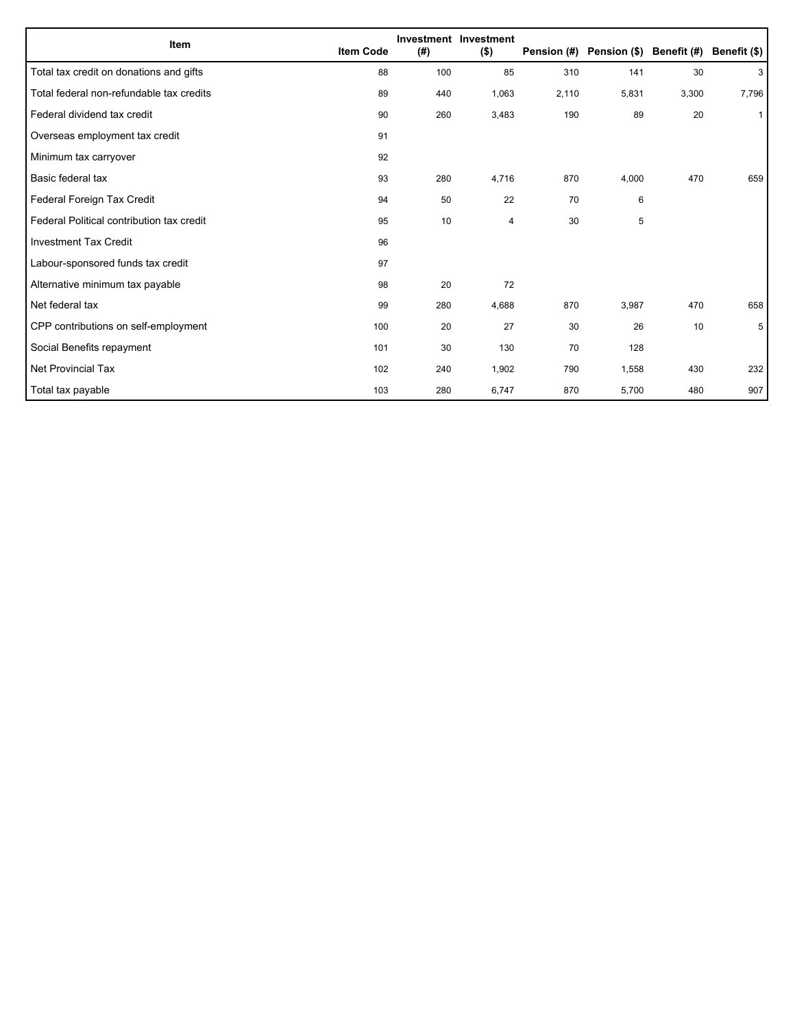| Item | Item Code | Investment (#) | Investment ($) | Pension (#) | Pension ($) | Benefit (#) | Benefit ($) |
|---|---|---|---|---|---|---|---|
| Total tax credit on donations and gifts | 88 | 100 | 85 | 310 | 141 | 30 | 3 |
| Total federal non-refundable tax credits | 89 | 440 | 1,063 | 2,110 | 5,831 | 3,300 | 7,796 |
| Federal dividend tax credit | 90 | 260 | 3,483 | 190 | 89 | 20 | 1 |
| Overseas employment tax credit | 91 | | | | | | |
| Minimum tax carryover | 92 | | | | | | |
| Basic federal tax | 93 | 280 | 4,716 | 870 | 4,000 | 470 | 659 |
| Federal Foreign Tax Credit | 94 | 50 | 22 | 70 | 6 | | |
| Federal Political contribution tax credit | 95 | 10 | 4 | 30 | 5 | | |
| Investment Tax Credit | 96 | | | | | | |
| Labour-sponsored funds tax credit | 97 | | | | | | |
| Alternative minimum tax payable | 98 | 20 | 72 | | | | |
| Net federal tax | 99 | 280 | 4,688 | 870 | 3,987 | 470 | 658 |
| CPP contributions on self-employment | 100 | 20 | 27 | 30 | 26 | 10 | 5 |
| Social Benefits repayment | 101 | 30 | 130 | 70 | 128 | | |
| Net Provincial Tax | 102 | 240 | 1,902 | 790 | 1,558 | 430 | 232 |
| Total tax payable | 103 | 280 | 6,747 | 870 | 5,700 | 480 | 907 |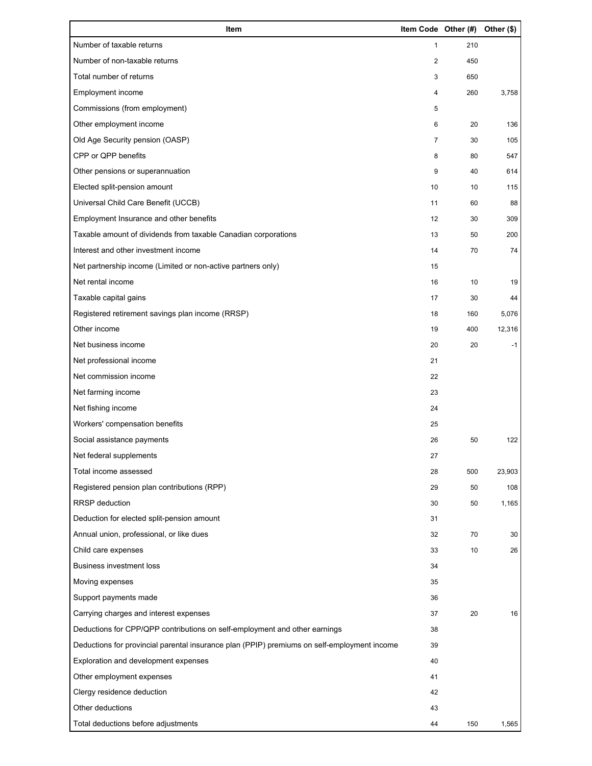| Item | Item Code | Other (#) | Other ($) |
|---|---|---|---|
| Number of taxable returns | 1 | 210 | |
| Number of non-taxable returns | 2 | 450 | |
| Total number of returns | 3 | 650 | |
| Employment income | 4 | 260 | 3,758 |
| Commissions (from employment) | 5 | | |
| Other employment income | 6 | 20 | 136 |
| Old Age Security pension (OASP) | 7 | 30 | 105 |
| CPP or QPP benefits | 8 | 80 | 547 |
| Other pensions or superannuation | 9 | 40 | 614 |
| Elected split-pension amount | 10 | 10 | 115 |
| Universal Child Care Benefit (UCCB) | 11 | 60 | 88 |
| Employment Insurance and other benefits | 12 | 30 | 309 |
| Taxable amount of dividends from taxable Canadian corporations | 13 | 50 | 200 |
| Interest and other investment income | 14 | 70 | 74 |
| Net partnership income (Limited or non-active partners only) | 15 | | |
| Net rental income | 16 | 10 | 19 |
| Taxable capital gains | 17 | 30 | 44 |
| Registered retirement savings plan income (RRSP) | 18 | 160 | 5,076 |
| Other income | 19 | 400 | 12,316 |
| Net business income | 20 | 20 | -1 |
| Net professional income | 21 | | |
| Net commission income | 22 | | |
| Net farming income | 23 | | |
| Net fishing income | 24 | | |
| Workers' compensation benefits | 25 | | |
| Social assistance payments | 26 | 50 | 122 |
| Net federal supplements | 27 | | |
| Total income assessed | 28 | 500 | 23,903 |
| Registered pension plan contributions (RPP) | 29 | 50 | 108 |
| RRSP deduction | 30 | 50 | 1,165 |
| Deduction for elected split-pension amount | 31 | | |
| Annual union, professional, or like dues | 32 | 70 | 30 |
| Child care expenses | 33 | 10 | 26 |
| Business investment loss | 34 | | |
| Moving expenses | 35 | | |
| Support payments made | 36 | | |
| Carrying charges and interest expenses | 37 | 20 | 16 |
| Deductions for CPP/QPP contributions on self-employment and other earnings | 38 | | |
| Deductions for provincial parental insurance plan (PPIP) premiums on self-employment income | 39 | | |
| Exploration and development expenses | 40 | | |
| Other employment expenses | 41 | | |
| Clergy residence deduction | 42 | | |
| Other deductions | 43 | | |
| Total deductions before adjustments | 44 | 150 | 1,565 |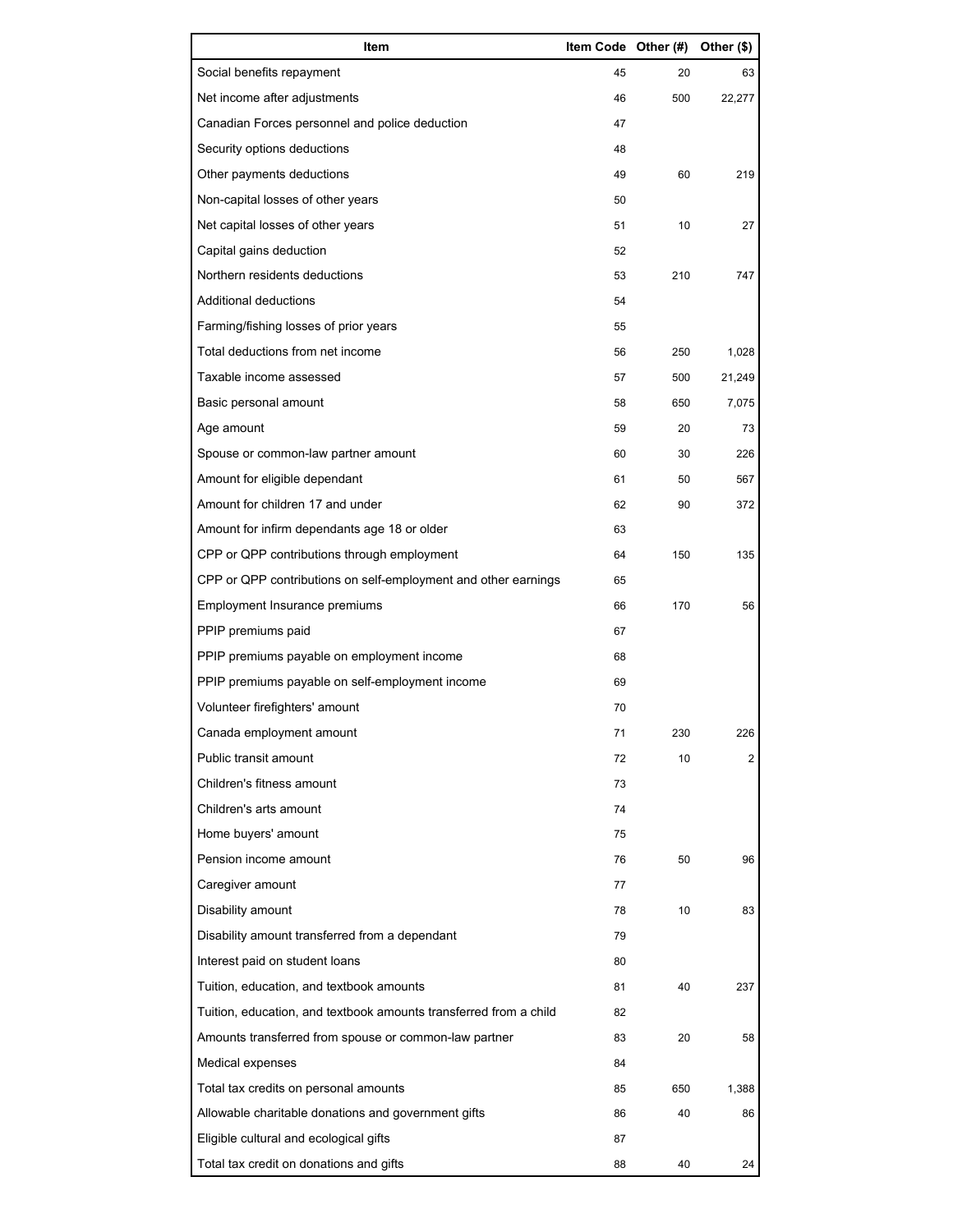| Item | Item Code | Other (#) | Other ($) |
| --- | --- | --- | --- |
| Social benefits repayment | 45 | 20 | 63 |
| Net income after adjustments | 46 | 500 | 22,277 |
| Canadian Forces personnel and police deduction | 47 | | |
| Security options deductions | 48 | | |
| Other payments deductions | 49 | 60 | 219 |
| Non-capital losses of other years | 50 | | |
| Net capital losses of other years | 51 | 10 | 27 |
| Capital gains deduction | 52 | | |
| Northern residents deductions | 53 | 210 | 747 |
| Additional deductions | 54 | | |
| Farming/fishing losses of prior years | 55 | | |
| Total deductions from net income | 56 | 250 | 1,028 |
| Taxable income assessed | 57 | 500 | 21,249 |
| Basic personal amount | 58 | 650 | 7,075 |
| Age amount | 59 | 20 | 73 |
| Spouse or common-law partner amount | 60 | 30 | 226 |
| Amount for eligible dependant | 61 | 50 | 567 |
| Amount for children 17 and under | 62 | 90 | 372 |
| Amount for infirm dependants age 18 or older | 63 | | |
| CPP or QPP contributions through employment | 64 | 150 | 135 |
| CPP or QPP contributions on self-employment and other earnings | 65 | | |
| Employment Insurance premiums | 66 | 170 | 56 |
| PPIP premiums paid | 67 | | |
| PPIP premiums payable on employment income | 68 | | |
| PPIP premiums payable on self-employment income | 69 | | |
| Volunteer firefighters' amount | 70 | | |
| Canada employment amount | 71 | 230 | 226 |
| Public transit amount | 72 | 10 | 2 |
| Children's fitness amount | 73 | | |
| Children's arts amount | 74 | | |
| Home buyers' amount | 75 | | |
| Pension income amount | 76 | 50 | 96 |
| Caregiver amount | 77 | | |
| Disability amount | 78 | 10 | 83 |
| Disability amount transferred from a dependant | 79 | | |
| Interest paid on student loans | 80 | | |
| Tuition, education, and textbook amounts | 81 | 40 | 237 |
| Tuition, education, and textbook amounts transferred from a child | 82 | | |
| Amounts transferred from spouse or common-law partner | 83 | 20 | 58 |
| Medical expenses | 84 | | |
| Total tax credits on personal amounts | 85 | 650 | 1,388 |
| Allowable charitable donations and government gifts | 86 | 40 | 86 |
| Eligible cultural and ecological gifts | 87 | | |
| Total tax credit on donations and gifts | 88 | 40 | 24 |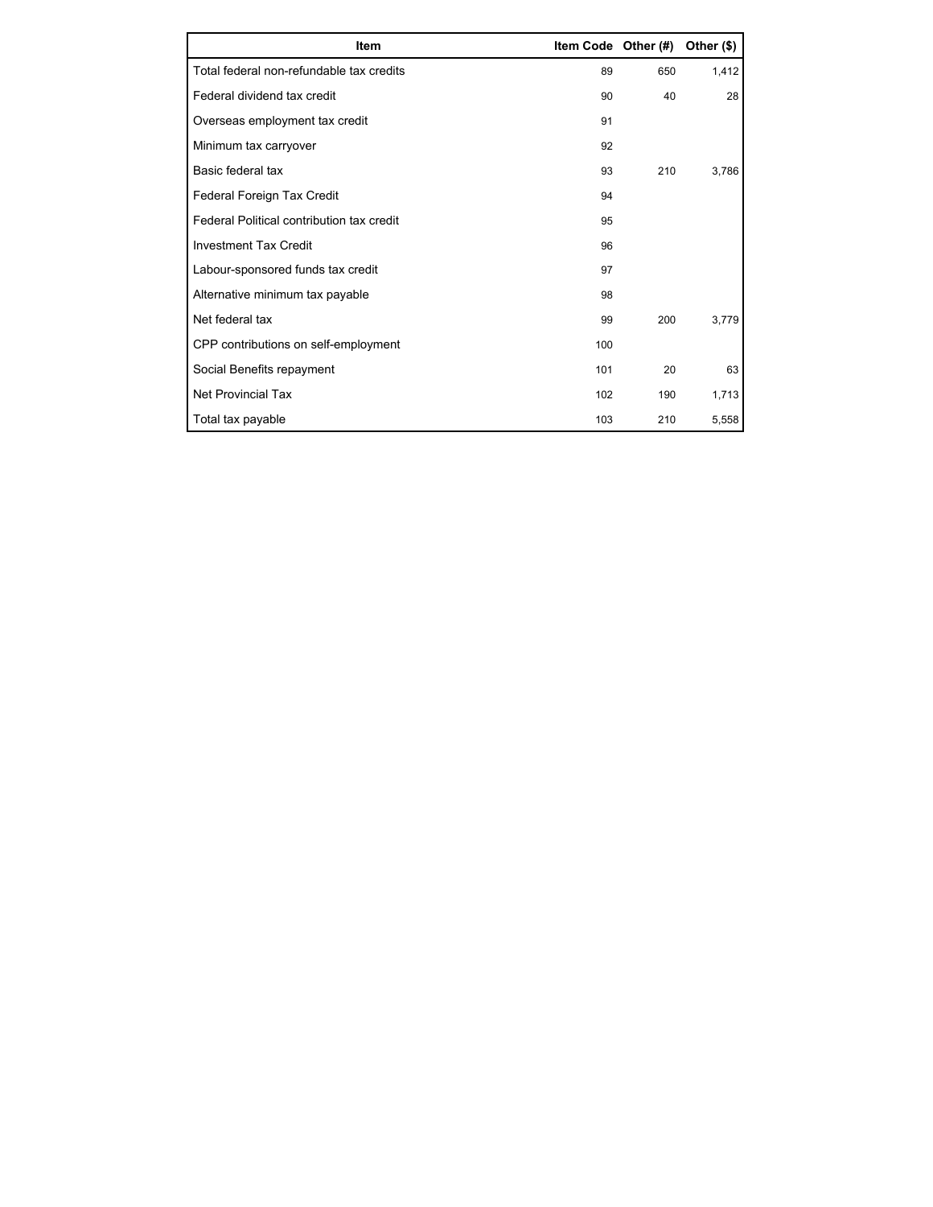| Item | Item Code | Other (#) | Other ($) |
| --- | --- | --- | --- |
| Total federal non-refundable tax credits | 89 | 650 | 1,412 |
| Federal dividend tax credit | 90 | 40 | 28 |
| Overseas employment tax credit | 91 | | |
| Minimum tax carryover | 92 | | |
| Basic federal tax | 93 | 210 | 3,786 |
| Federal Foreign Tax Credit | 94 | | |
| Federal Political contribution tax credit | 95 | | |
| Investment Tax Credit | 96 | | |
| Labour-sponsored funds tax credit | 97 | | |
| Alternative minimum tax payable | 98 | | |
| Net federal tax | 99 | 200 | 3,779 |
| CPP contributions on self-employment | 100 | | |
| Social Benefits repayment | 101 | 20 | 63 |
| Net Provincial Tax | 102 | 190 | 1,713 |
| Total tax payable | 103 | 210 | 5,558 |